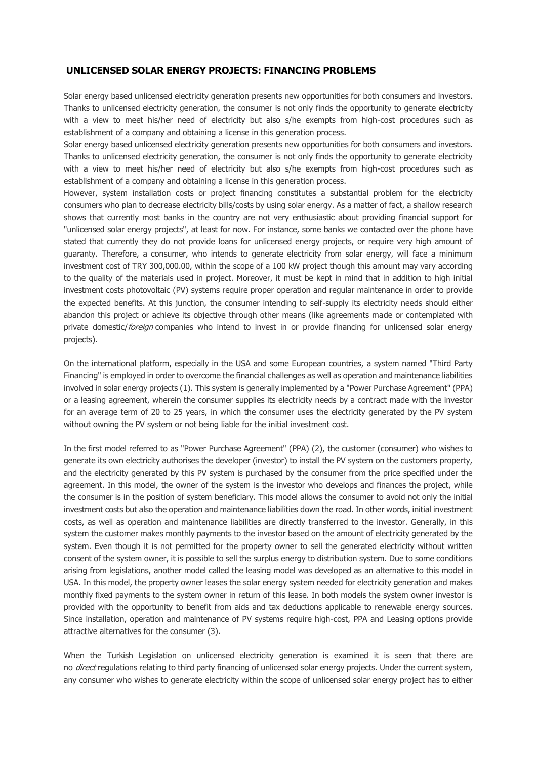## UNLICENSED SOLAR ENERGY PROJECTS: FINANCING PROBLEMS

Solar energy based unlicensed electricity generation presents new opportunities for both consumers and investors. Thanks to unlicensed electricity generation, the consumer is not only finds the opportunity to generate electricity with a view to meet his/her need of electricity but also s/he exempts from high-cost procedures such as establishment of a company and obtaining a license in this generation process.

Solar energy based unlicensed electricity generation presents new opportunities for both consumers and investors. Thanks to unlicensed electricity generation, the consumer is not only finds the opportunity to generate electricity with a view to meet his/her need of electricity but also s/he exempts from high-cost procedures such as establishment of a company and obtaining a license in this generation process.

However, system installation costs or project financing constitutes a substantial problem for the electricity consumers who plan to decrease electricity bills/costs by using solar energy. As a matter of fact, a shallow research shows that currently most banks in the country are not very enthusiastic about providing financial support for "unlicensed solar energy projects", at least for now. For instance, some banks we contacted over the phone have stated that currently they do not provide loans for unlicensed energy projects, or require very high amount of guaranty. Therefore, a consumer, who intends to generate electricity from solar energy, will face a minimum investment cost of TRY 300,000.00, within the scope of a 100 kW project though this amount may vary according to the quality of the materials used in project. Moreover, it must be kept in mind that in addition to high initial investment costs photovoltaic (PV) systems require proper operation and regular maintenance in order to provide the expected benefits. At this junction, the consumer intending to self-supply its electricity needs should either abandon this project or achieve its objective through other means (like agreements made or contemplated with private domestic/*foreign* companies who intend to invest in or provide financing for unlicensed solar energy projects).

On the international platform, especially in the USA and some European countries, a system named "Third Party Financing" is employed in order to overcome the financial challenges as well as operation and maintenance liabilities involved in solar energy projects (1). This system is generally implemented by a "Power Purchase Agreement" (PPA) or a leasing agreement, wherein the consumer supplies its electricity needs by a contract made with the investor for an average term of 20 to 25 years, in which the consumer uses the electricity generated by the PV system without owning the PV system or not being liable for the initial investment cost.

In the first model referred to as "Power Purchase Agreement" (PPA) (2), the customer (consumer) who wishes to generate its own electricity authorises the developer (investor) to install the PV system on the customers property, and the electricity generated by this PV system is purchased by the consumer from the price specified under the agreement. In this model, the owner of the system is the investor who develops and finances the project, while the consumer is in the position of system beneficiary. This model allows the consumer to avoid not only the initial investment costs but also the operation and maintenance liabilities down the road. In other words, initial investment costs, as well as operation and maintenance liabilities are directly transferred to the investor. Generally, in this system the customer makes monthly payments to the investor based on the amount of electricity generated by the system. Even though it is not permitted for the property owner to sell the generated electricity without written consent of the system owner, it is possible to sell the surplus energy to distribution system. Due to some conditions arising from legislations, another model called the leasing model was developed as an alternative to this model in USA. In this model, the property owner leases the solar energy system needed for electricity generation and makes monthly fixed payments to the system owner in return of this lease. In both models the system owner investor is provided with the opportunity to benefit from aids and tax deductions applicable to renewable energy sources. Since installation, operation and maintenance of PV systems require high-cost, PPA and Leasing options provide attractive alternatives for the consumer (3).

When the Turkish Legislation on unlicensed electricity generation is examined it is seen that there are no *direct* regulations relating to third party financing of unlicensed solar energy projects. Under the current system, any consumer who wishes to generate electricity within the scope of unlicensed solar energy project has to either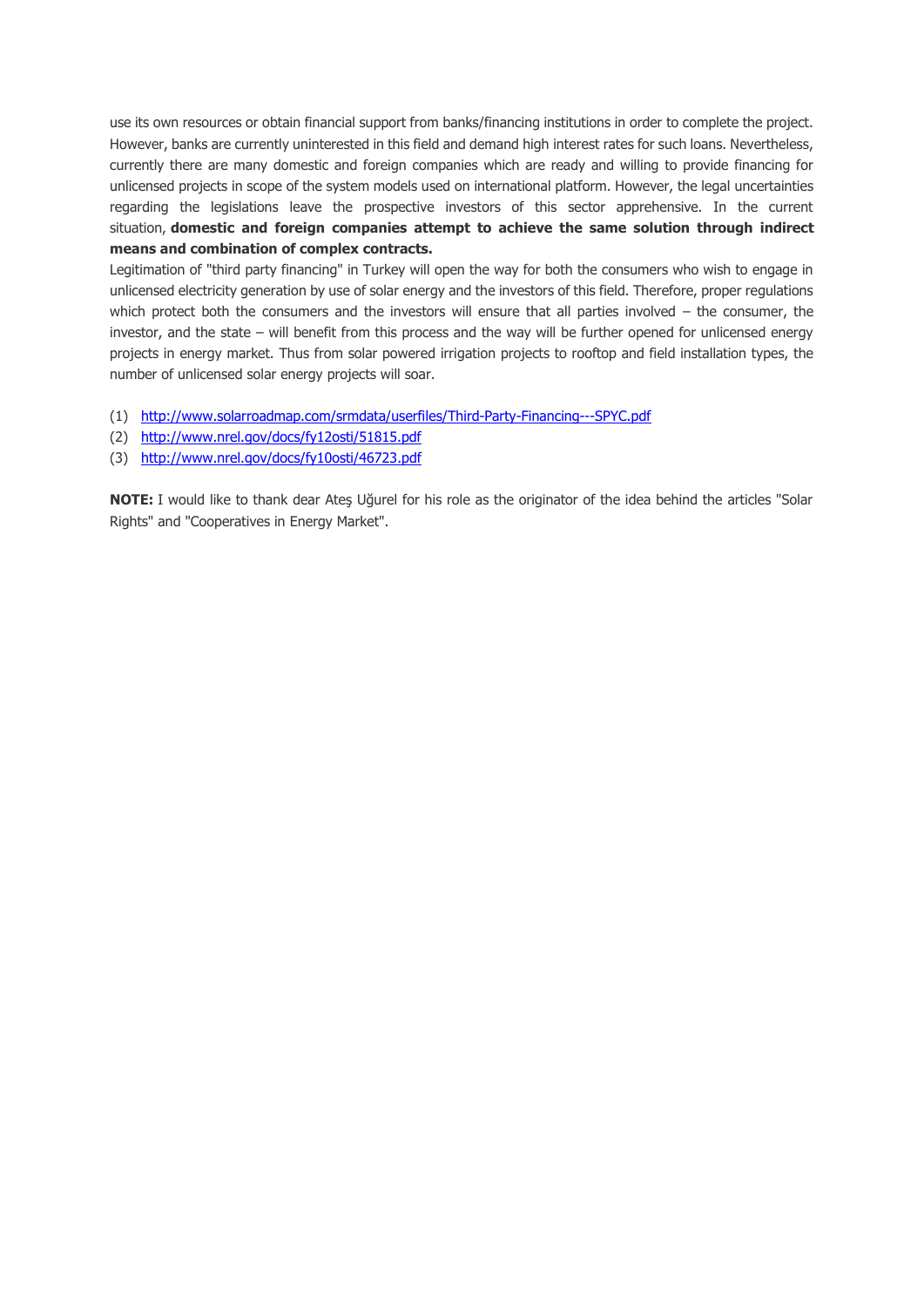use its own resources or obtain financial support from banks/financing institutions in order to complete the project. However, banks are currently uninterested in this field and demand high interest rates for such loans. Nevertheless, currently there are many domestic and foreign companies which are ready and willing to provide financing for unlicensed projects in scope of the system models used on international platform. However, the legal uncertainties regarding the legislations leave the prospective investors of this sector apprehensive. In the current situation, **domestic and foreign companies attempt to achieve the same solution through indirect means and combination of complex contracts.**

Legitimation of "third party financing" in Turkey will open the way for both the consumers who wish to engage in unlicensed electricity generation by use of solar energy and the investors of this field. Therefore, proper regulations which protect both the consumers and the investors will ensure that all parties involved – the consumer, the investor, and the state – will benefit from this process and the way will be further opened for unlicensed energy projects in energy market. Thus from solar powered irrigation projects to rooftop and field installation types, the number of unlicensed solar energy projects will soar.

(1) http://www.solarroadmap.com/srmdata/userfiles/Third-Party-Financing---SPYC.pdf
(2) http://www.nrel.gov/docs/fy12osti/51815.pdf
(3) http://www.nrel.gov/docs/fy10osti/46723.pdf

**NOTE:** I would like to thank dear Ateş Uğurel for his role as the originator of the idea behind the articles "Solar Rights" and "Cooperatives in Energy Market".